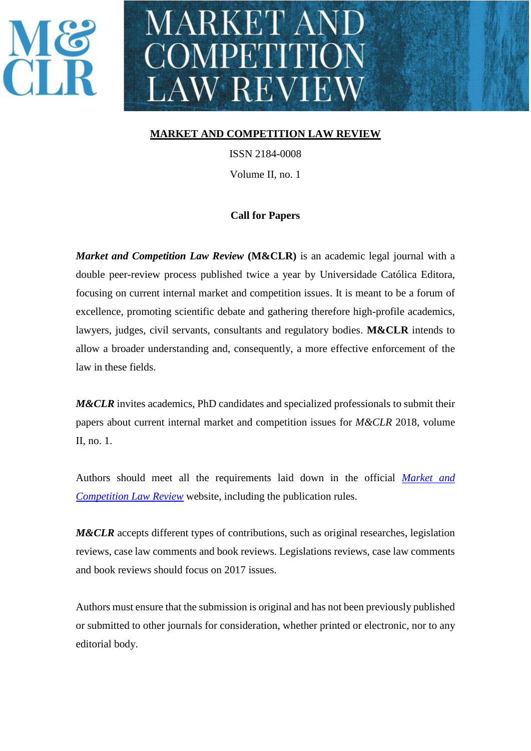# MARKET AND COMPETITION LAW REVIEW

ISSN 2184-0008

Volume II, no. 1

## Call for Papers

***Market and Competition Law Review*** **(M&CLR)** is an academic legal journal with a double peer-review process published twice a year by Universidade Católica Editora, focusing on current internal market and competition issues. It is meant to be a forum of excellence, promoting scientific debate and gathering therefore high-profile academics, lawyers, judges, civil servants, consultants and regulatory bodies. **M&CLR** intends to allow a broader understanding and, consequently, a more effective enforcement of the law in these fields.

***M&CLR*** invites academics, PhD candidates and specialized professionals to submit their papers about current internal market and competition issues for *M&CLR* 2018, volume II, no. 1.

Authors should meet all the requirements laid down in the official *Market and Competition Law Review* website, including the publication rules.

***M&CLR*** accepts different types of contributions, such as original researches, legislation reviews, case law comments and book reviews. Legislations reviews, case law comments and book reviews should focus on 2017 issues.

Authors must ensure that the submission is original and has not been previously published or submitted to other journals for consideration, whether printed or electronic, nor to any editorial body.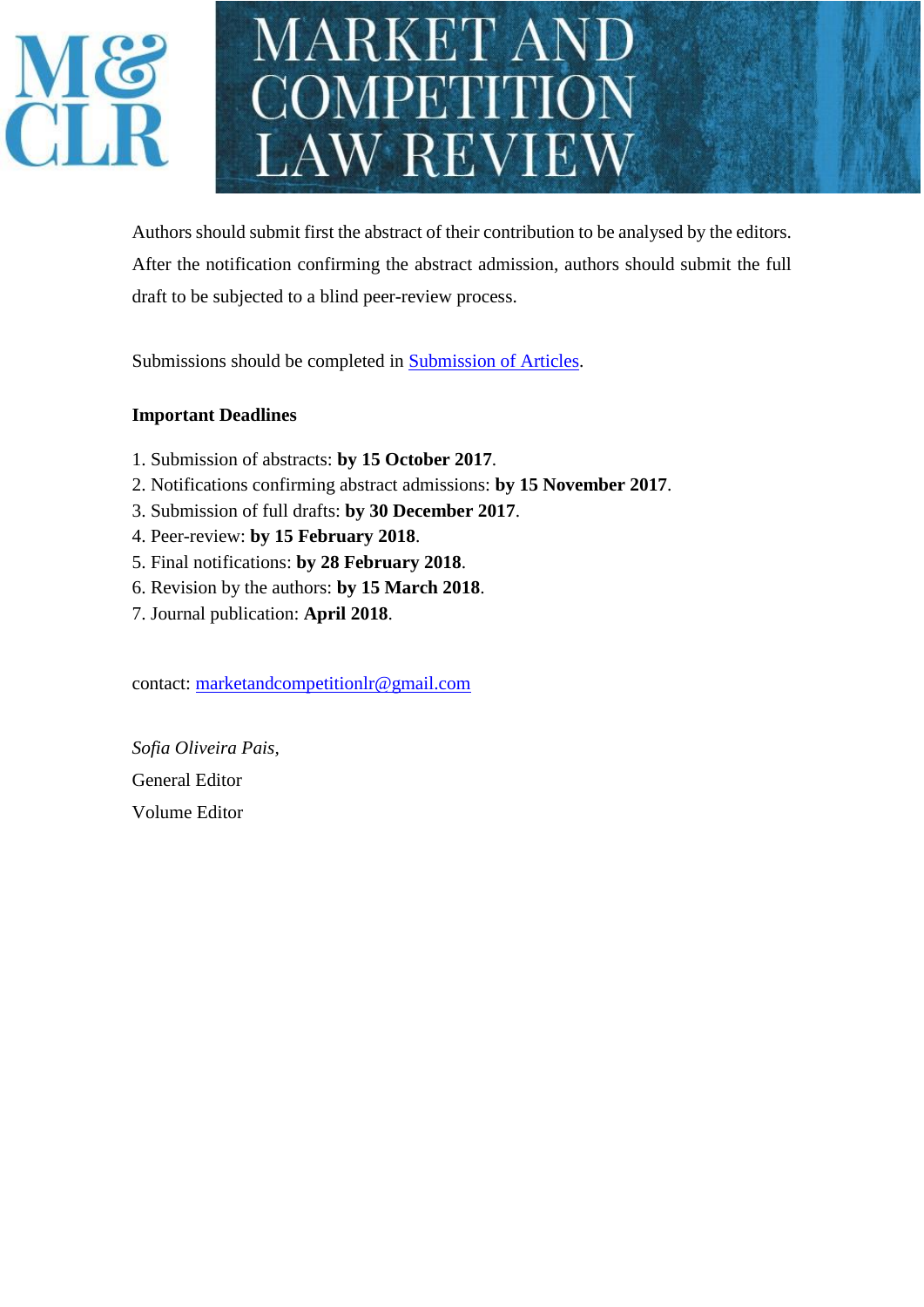Authors should submit first the abstract of their contribution to be analysed by the editors. After the notification confirming the abstract admission, authors should submit the full draft to be subjected to a blind peer-review process.

Submissions should be completed in [Submission of Articles](Submission of Articles).

**Important Deadlines**

1. Submission of abstracts: **by 15 October 2017**.
2. Notifications confirming abstract admissions: **by 15 November 2017**.
3. Submission of full drafts: **by 30 December 2017**.
4. Peer-review: **by 15 February 2018**.
5. Final notifications: **by 28 February 2018**.
6. Revision by the authors: **by 15 March 2018**.
7. Journal publication: **April 2018**.

contact: [marketandcompetitionlr@gmail.com](mailto:marketandcompetitionlr@gmail.com)

*Sofia Oliveira Pais*,

General Editor

Volume Editor